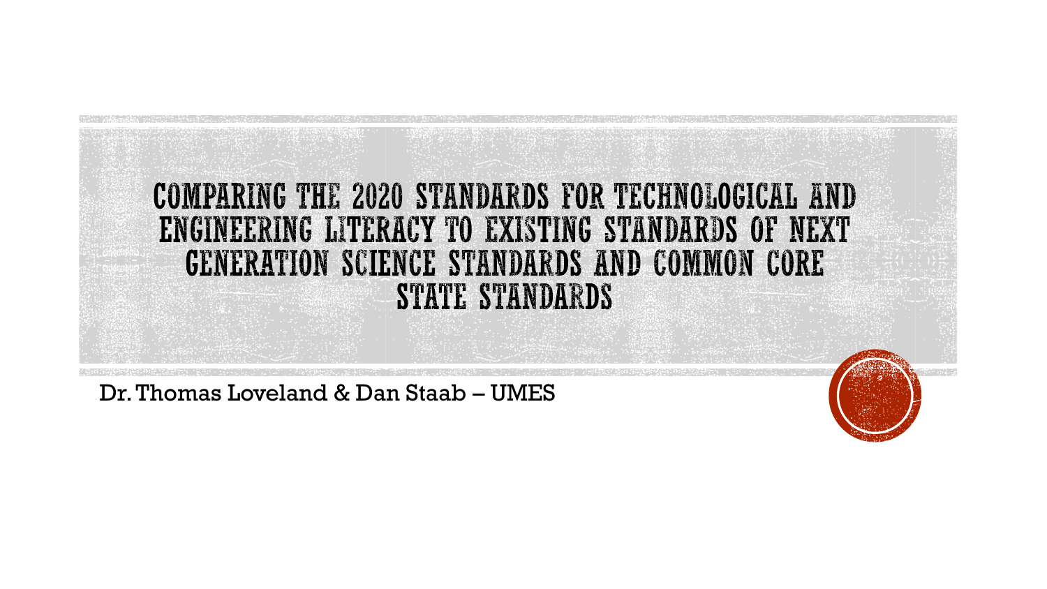# COMPARING THE 2020 STANDARDS FOR TECHNOLOGICAL AND ENGINEERING LITERACY TO EXISTING STANDARDS OF NEXT GENERATION SCIENCE STANDARDS AND COMMON CORE STATE STANDARDS

Dr. Thomas Loveland & Dan Staab – UMES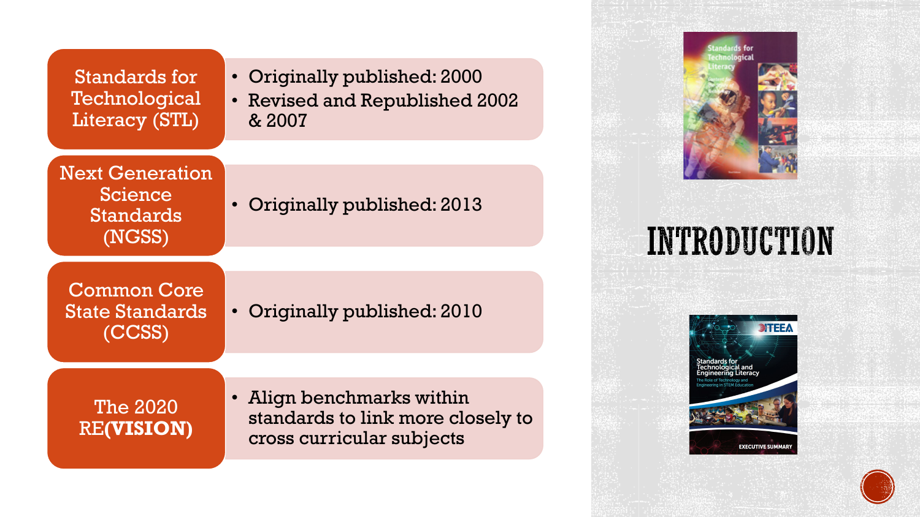# INTRODUCTION

| Standard | Details |
| --- | --- |
| Standards for Technological Literacy (STL) | • Originally published: 2000<br>• Revised and Republished 2002 & 2007 |
| Next Generation Science Standards (NGSS) | • Originally published: 2013 |
| Common Core State Standards (CCSS) | • Originally published: 2010 |
| The 2020 RE**(VISION)** | • Align benchmarks within standards to link more closely to cross curricular subjects |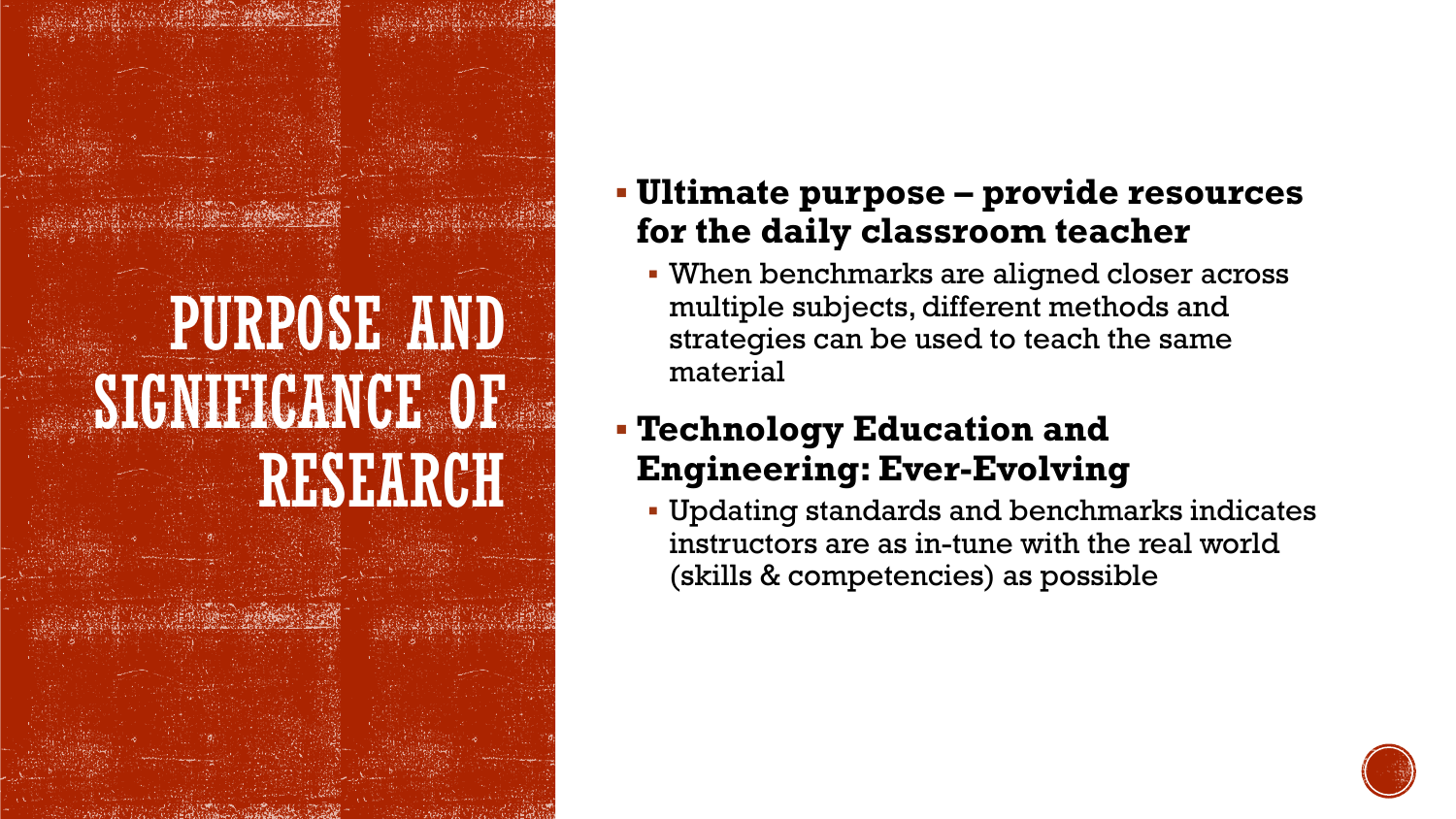# PURPOSE AND SIGNIFICANCE OF RESEARCH

- **Ultimate purpose – provide resources for the daily classroom teacher**
  - When benchmarks are aligned closer across multiple subjects, different methods and strategies can be used to teach the same material
- **Technology Education and Engineering: Ever-Evolving**
  - Updating standards and benchmarks indicates instructors are as in-tune with the real world (skills & competencies) as possible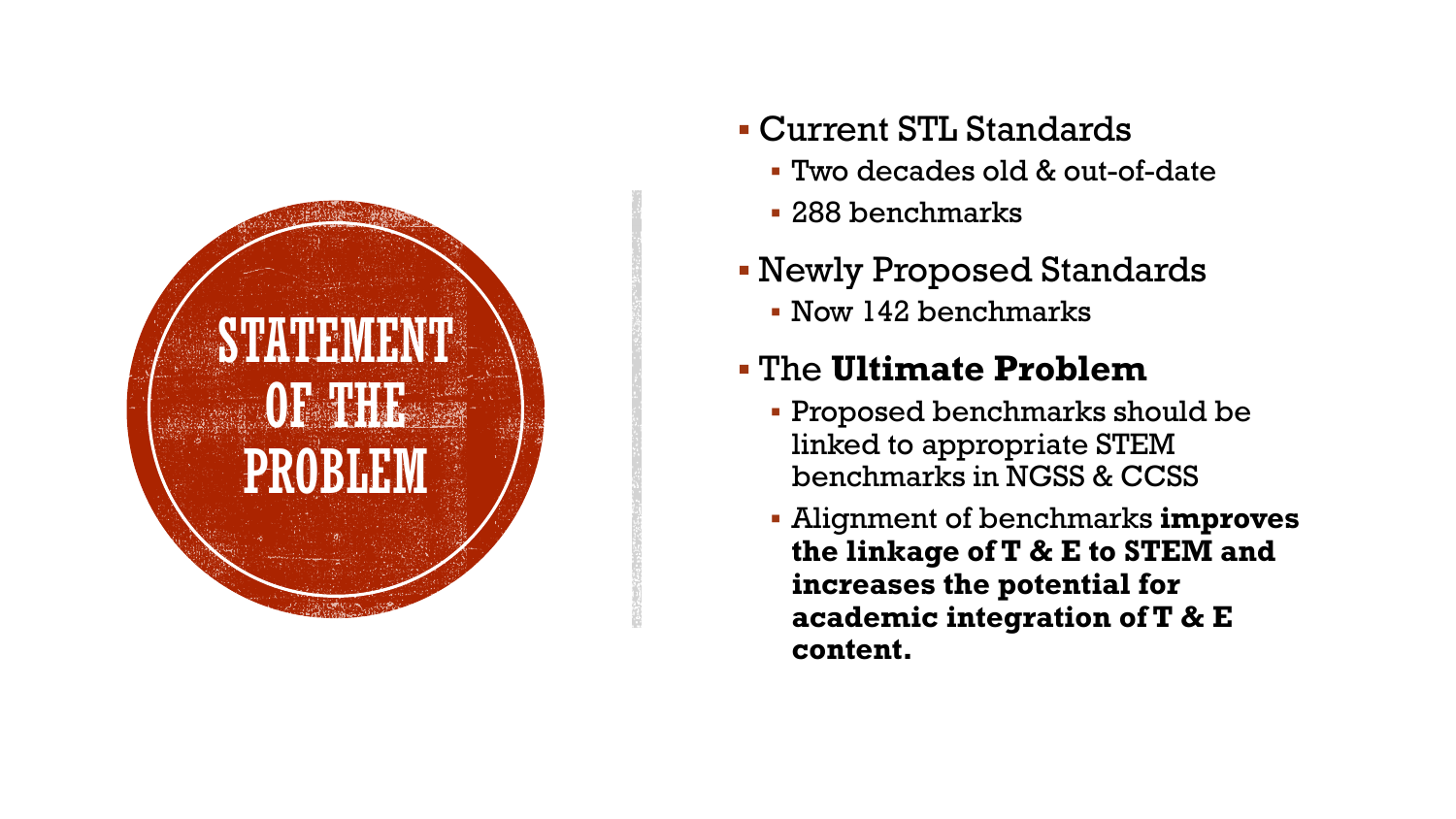# STATEMENT OF THE PROBLEM

- Current STL Standards
  - Two decades old & out-of-date
  - 288 benchmarks
- Newly Proposed Standards
  - Now 142 benchmarks
- The **Ultimate Problem**
  - Proposed benchmarks should be linked to appropriate STEM benchmarks in NGSS & CCSS
  - Alignment of benchmarks **improves the linkage of T & E to STEM and increases the potential for academic integration of T & E content.**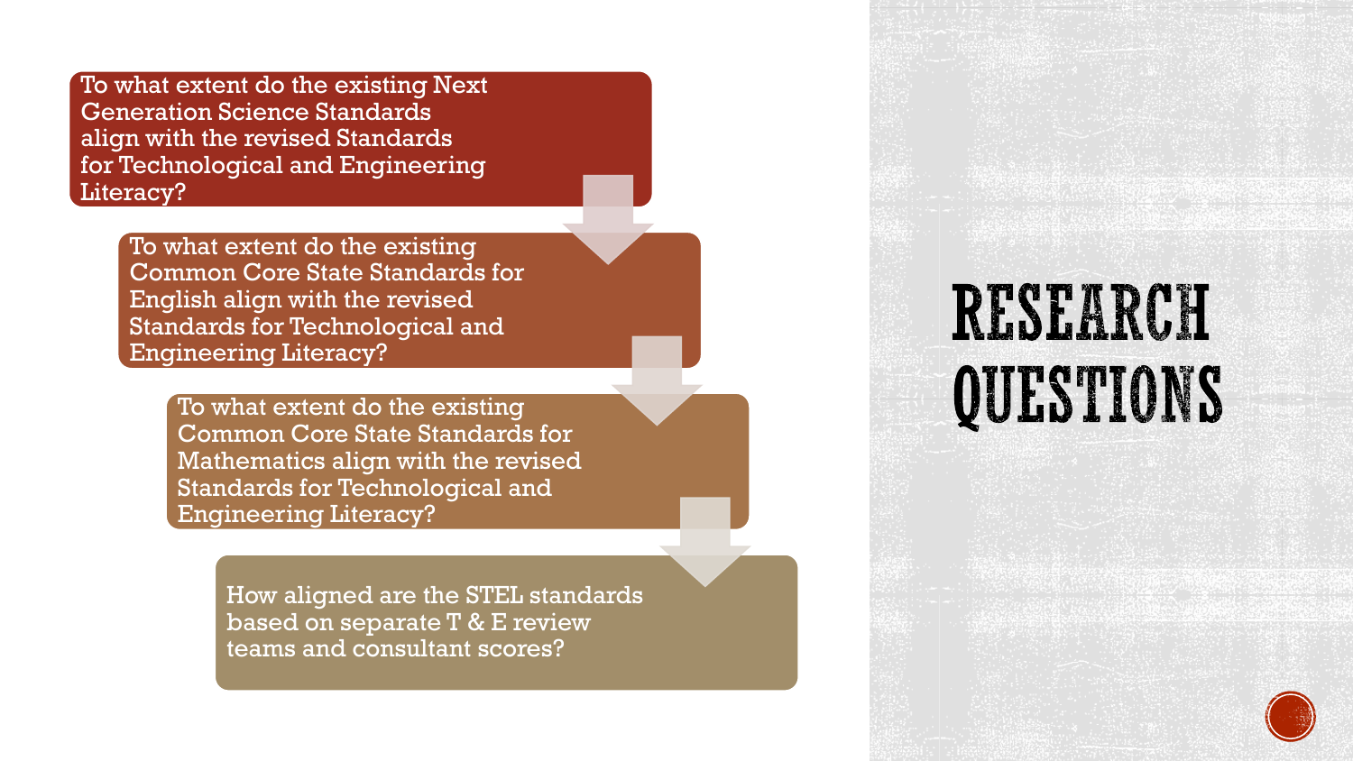# RESEARCH QUESTIONS

- To what extent do the existing Next Generation Science Standards align with the revised Standards for Technological and Engineering Literacy?
- To what extent do the existing Common Core State Standards for English align with the revised Standards for Technological and Engineering Literacy?
- To what extent do the existing Common Core State Standards for Mathematics align with the revised Standards for Technological and Engineering Literacy?
- How aligned are the STEL standards based on separate T & E review teams and consultant scores?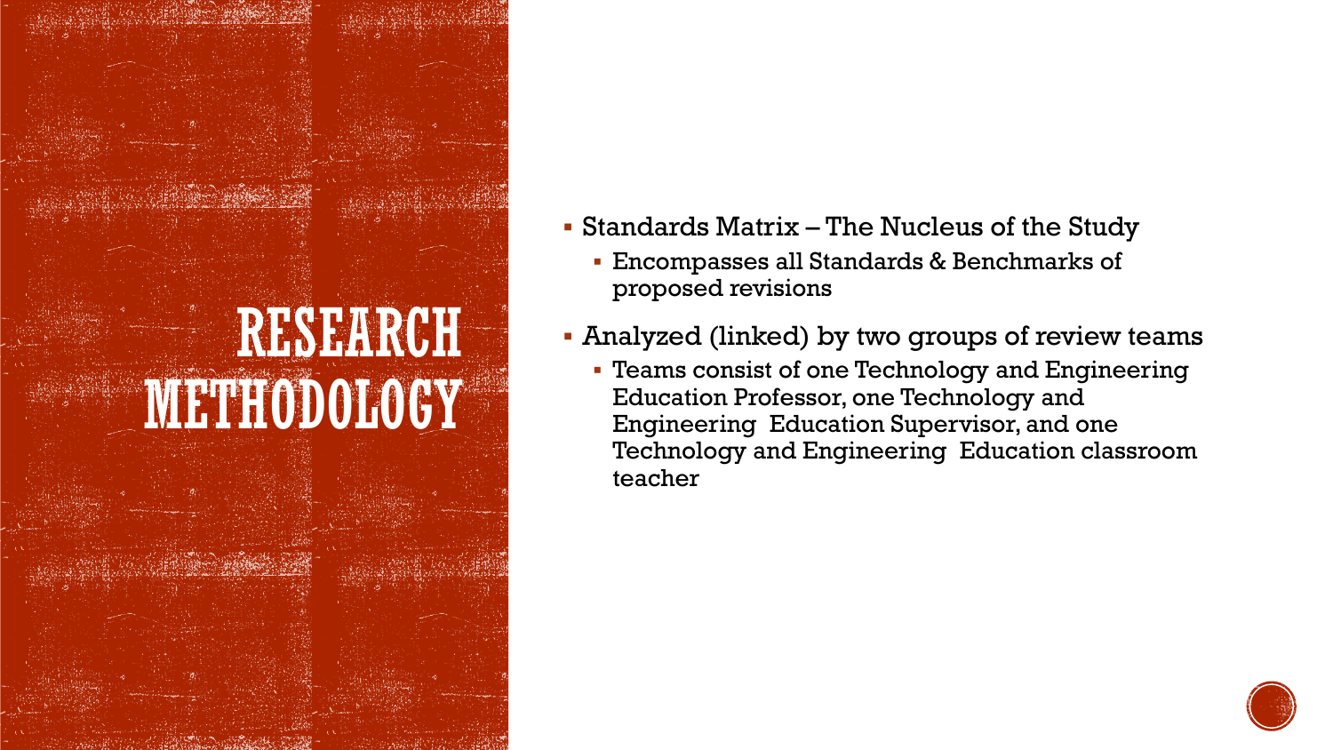# RESEARCH METHODOLOGY

- Standards Matrix – The Nucleus of the Study
  - Encompasses all Standards & Benchmarks of proposed revisions
- Analyzed (linked) by two groups of review teams
  - Teams consist of one Technology and Engineering Education Professor, one Technology and Engineering Education Supervisor, and one Technology and Engineering Education classroom teacher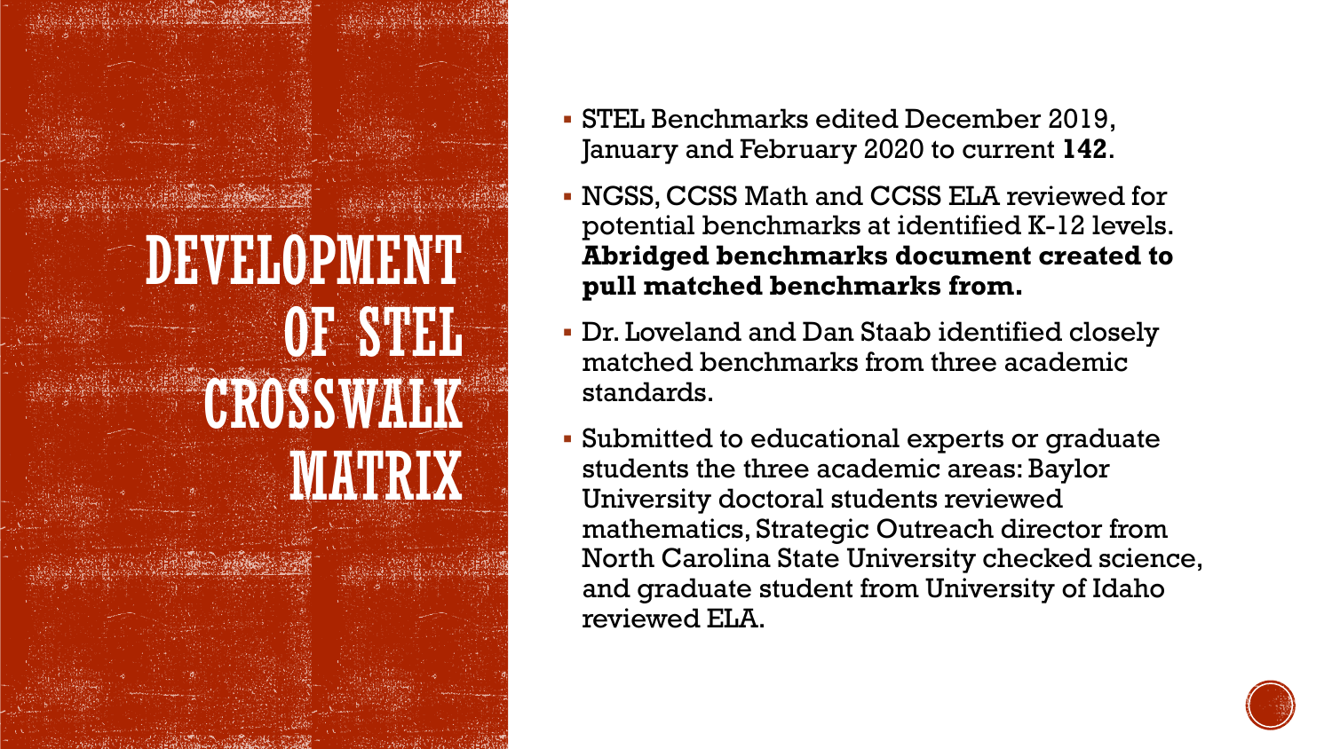# DEVELOPMENT OF STEL CROSSWALK MATRIX

- STEL Benchmarks edited December 2019, January and February 2020 to current **142**.
- NGSS, CCSS Math and CCSS ELA reviewed for potential benchmarks at identified K-12 levels. **Abridged benchmarks document created to pull matched benchmarks from.**
- Dr. Loveland and Dan Staab identified closely matched benchmarks from three academic standards.
- Submitted to educational experts or graduate students the three academic areas: Baylor University doctoral students reviewed mathematics, Strategic Outreach director from North Carolina State University checked science, and graduate student from University of Idaho reviewed ELA.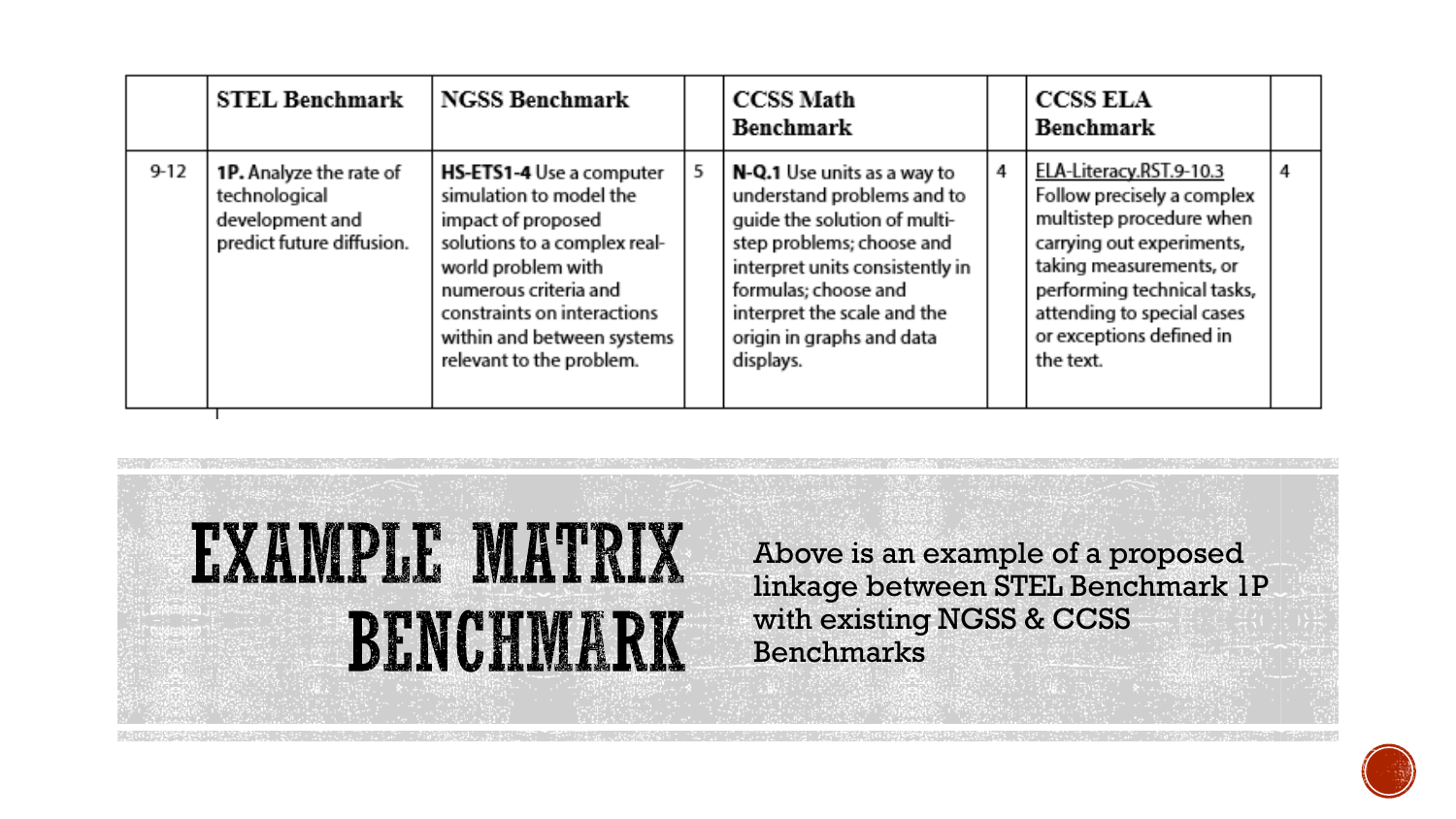|  | STEL Benchmark | NGSS Benchmark |  | CCSS Math Benchmark |  | CCSS ELA Benchmark |  |
|---|---|---|---|---|---|---|---|
| 9-12 | **1P.** Analyze the rate of technological development and predict future diffusion. | **HS-ETS1-4** Use a computer simulation to model the impact of proposed solutions to a complex real-world problem with numerous criteria and constraints on interactions within and between systems relevant to the problem. | 5 | **N-Q.1** Use units as a way to understand problems and to guide the solution of multi-step problems; choose and interpret units consistently in formulas; choose and interpret the scale and the origin in graphs and data displays. | 4 | ELA-Literacy.RST.9-10.3 Follow precisely a complex multistep procedure when carrying out experiments, taking measurements, or performing technical tasks, attending to special cases or exceptions defined in the text. | 4 |

# EXAMPLE MATRIX BENCHMARK

Above is an example of a proposed linkage between STEL Benchmark 1P with existing NGSS & CCSS Benchmarks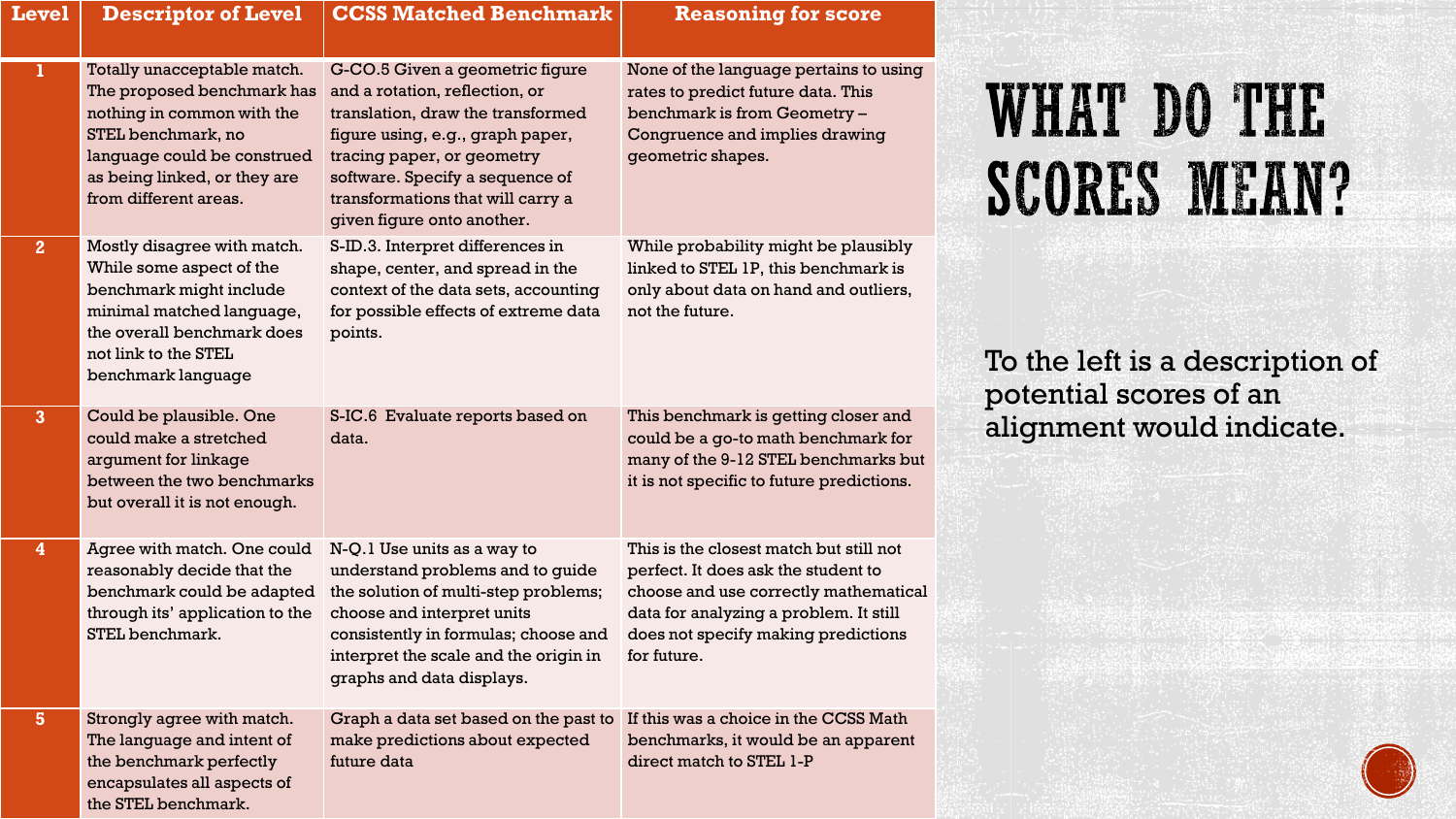# WHAT DO THE SCORES MEAN?

To the left is a description of potential scores of an alignment would indicate.

| Level | Descriptor of Level | CCSS Matched Benchmark | Reasoning for score |
|---|---|---|---|
| 1 | Totally unacceptable match. The proposed benchmark has nothing in common with the STEL benchmark, no language could be construed as being linked, or they are from different areas. | G-CO.5 Given a geometric figure and a rotation, reflection, or translation, draw the transformed figure using, e.g., graph paper, tracing paper, or geometry software. Specify a sequence of transformations that will carry a given figure onto another. | None of the language pertains to using rates to predict future data. This benchmark is from Geometry – Congruence and implies drawing geometric shapes. |
| 2 | Mostly disagree with match. While some aspect of the benchmark might include minimal matched language, the overall benchmark does not link to the STEL benchmark language | S-ID.3. Interpret differences in shape, center, and spread in the context of the data sets, accounting for possible effects of extreme data points. | While probability might be plausibly linked to STEL 1P, this benchmark is only about data on hand and outliers, not the future. |
| 3 | Could be plausible. One could make a stretched argument for linkage between the two benchmarks but overall it is not enough. | S-IC.6 Evaluate reports based on data. | This benchmark is getting closer and could be a go-to math benchmark for many of the 9-12 STEL benchmarks but it is not specific to future predictions. |
| 4 | Agree with match. One could reasonably decide that the benchmark could be adapted through its' application to the STEL benchmark. | N-Q.1 Use units as a way to understand problems and to guide the solution of multi-step problems; choose and interpret units consistently in formulas; choose and interpret the scale and the origin in graphs and data displays. | This is the closest match but still not perfect. It does ask the student to choose and use correctly mathematical data for analyzing a problem. It still does not specify making predictions for future. |
| 5 | Strongly agree with match. The language and intent of the benchmark perfectly encapsulates all aspects of the STEL benchmark. | Graph a data set based on the past to make predictions about expected future data | If this was a choice in the CCSS Math benchmarks, it would be an apparent direct match to STEL 1-P |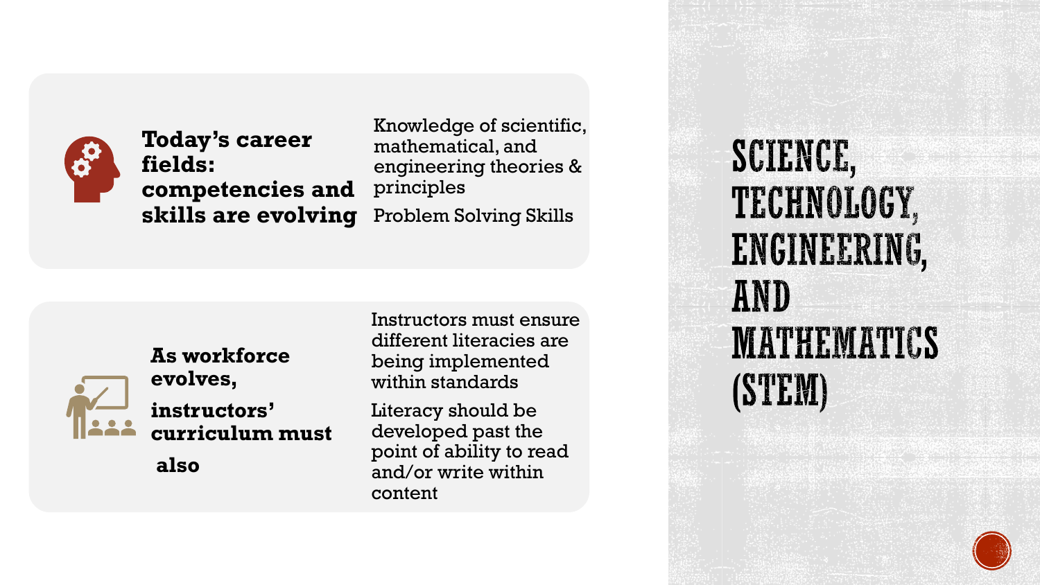# SCIENCE, TECHNOLOGY, ENGINEERING, AND MATHEMATICS (STEM)

**Today's career fields: competencies and skills are evolving**

- Knowledge of scientific, mathematical, and engineering theories & principles
- Problem Solving Skills

**As workforce evolves, instructors' curriculum must also**

- Instructors must ensure different literacies are being implemented within standards
- Literacy should be developed past the point of ability to read and/or write within content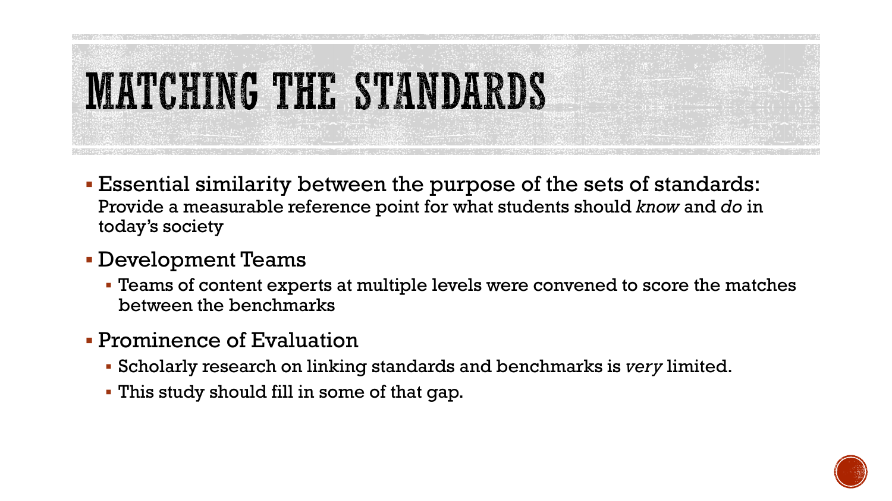# MATCHING THE STANDARDS

- Essential similarity between the purpose of the sets of standards:
  Provide a measurable reference point for what students should *know* and *do* in today's society
- Development Teams
  - Teams of content experts at multiple levels were convened to score the matches between the benchmarks
- Prominence of Evaluation
  - Scholarly research on linking standards and benchmarks is *very* limited.
  - This study should fill in some of that gap.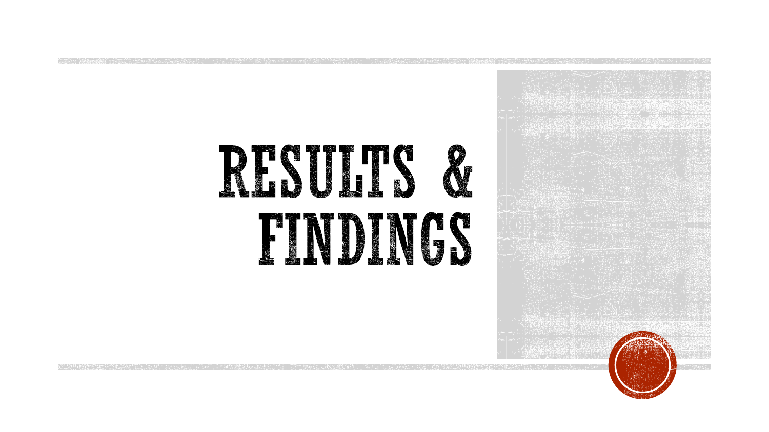# RESULTS & FINDINGS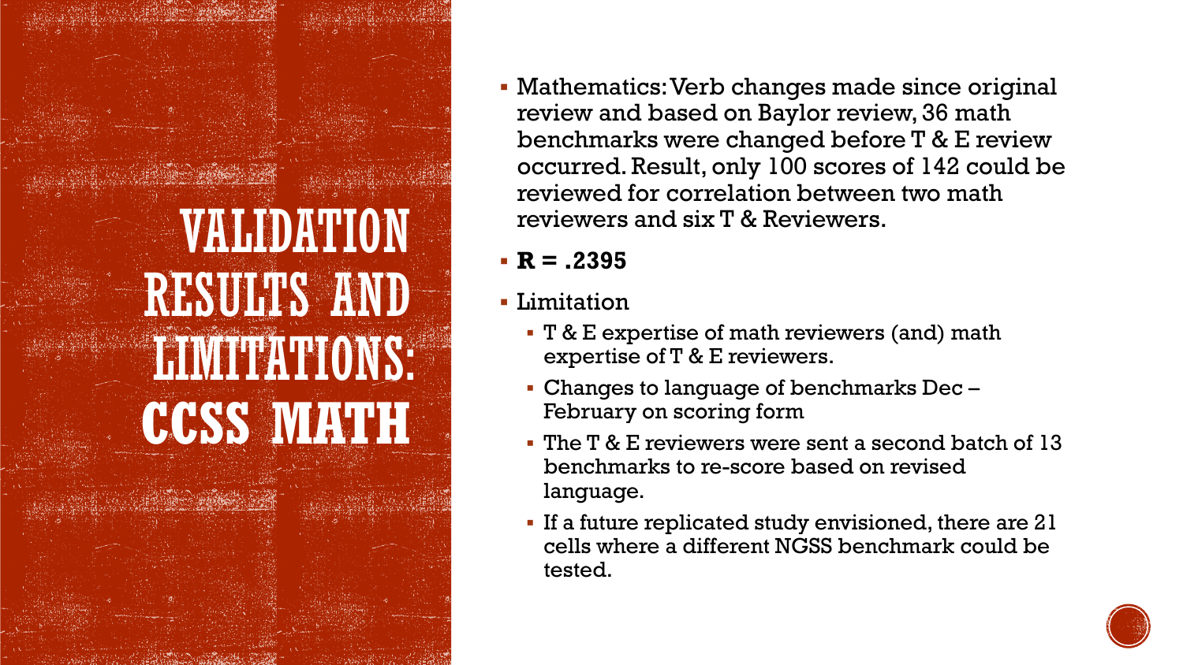# VALIDATION RESULTS AND LIMITATIONS: CCSS MATH

- Mathematics: Verb changes made since original review and based on Baylor review, 36 math benchmarks were changed before T & E review occurred. Result, only 100 scores of 142 could be reviewed for correlation between two math reviewers and six T & Reviewers.
- **R = .2395**
- Limitation
  - T & E expertise of math reviewers (and) math expertise of T & E reviewers.
  - Changes to language of benchmarks Dec – February on scoring form
  - The T & E reviewers were sent a second batch of 13 benchmarks to re-score based on revised language.
  - If a future replicated study envisioned, there are 21 cells where a different NGSS benchmark could be tested.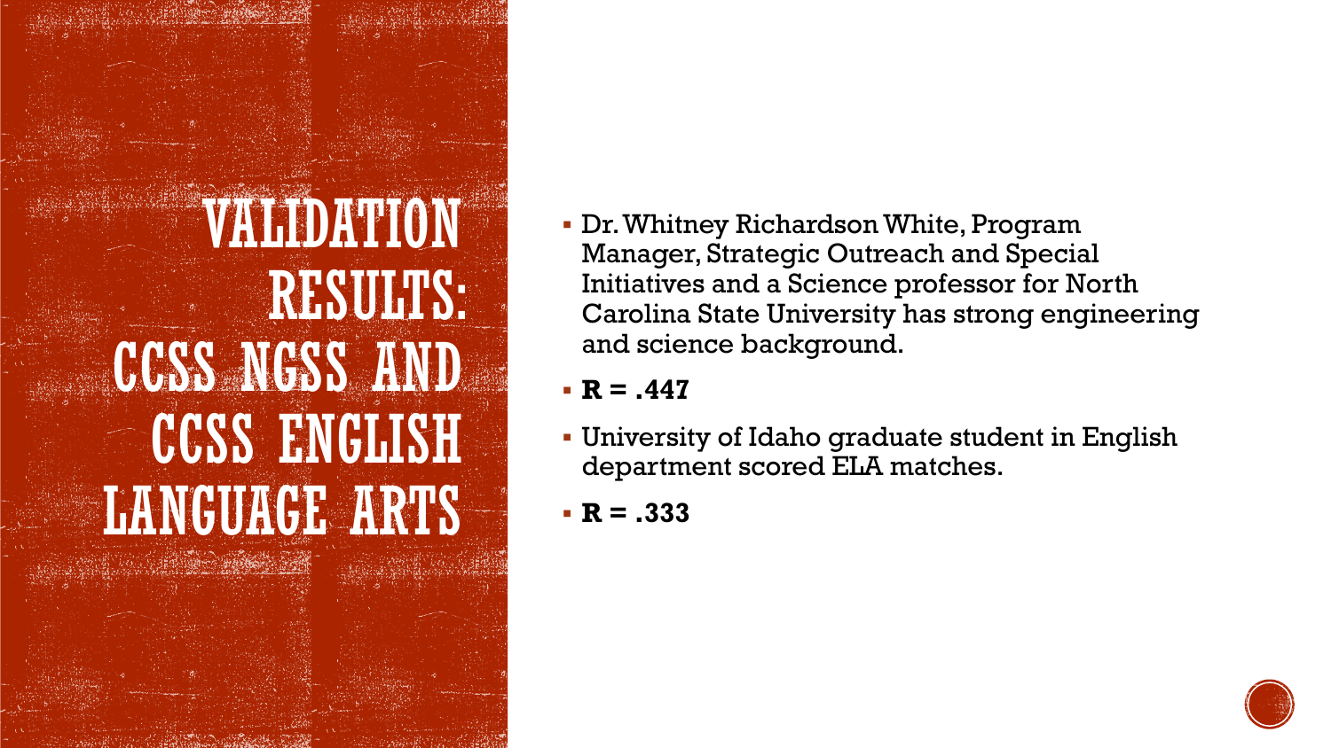# VALIDATION RESULTS: CCSS NGSS AND CCSS ENGLISH LANGUAGE ARTS

- Dr. Whitney Richardson White, Program Manager, Strategic Outreach and Special Initiatives and a Science professor for North Carolina State University has strong engineering and science background.
- **R = .447**
- University of Idaho graduate student in English department scored ELA matches.
- **R = .333**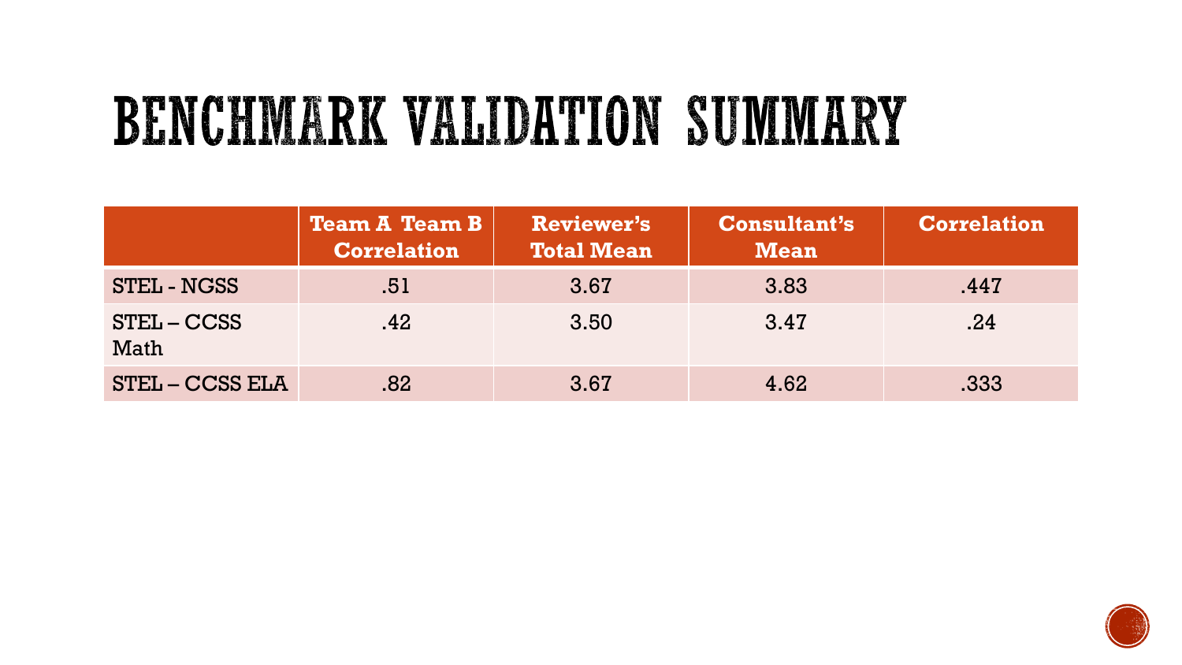# BENCHMARK VALIDATION SUMMARY

| | Team A Team B Correlation | Reviewer's Total Mean | Consultant's Mean | Correlation |
|---|---|---|---|---|
| STEL - NGSS | .51 | 3.67 | 3.83 | .447 |
| STEL – CCSS Math | .42 | 3.50 | 3.47 | .24 |
| STEL – CCSS ELA | .82 | 3.67 | 4.62 | .333 |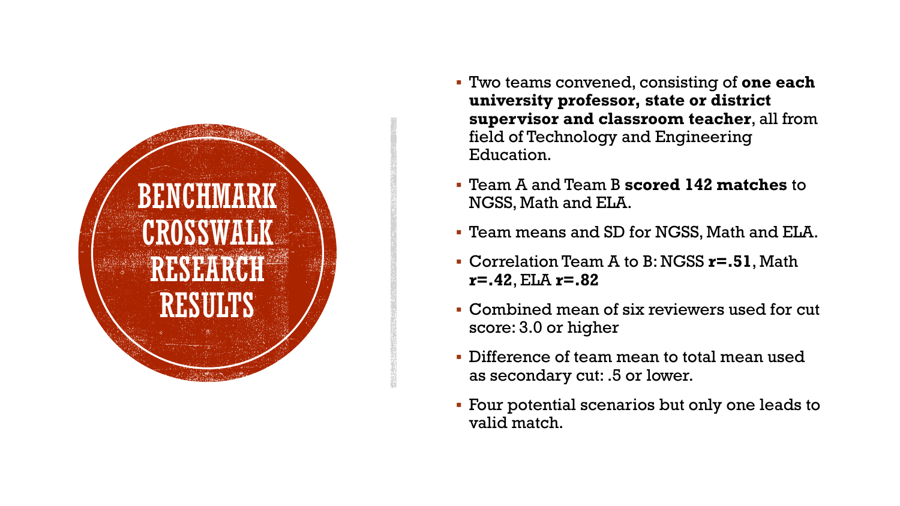# BENCHMARK CROSSWALK RESEARCH RESULTS

- Two teams convened, consisting of **one each university professor, state or district supervisor and classroom teacher**, all from field of Technology and Engineering Education.
- Team A and Team B **scored 142 matches** to NGSS, Math and ELA.
- Team means and SD for NGSS, Math and ELA.
- Correlation Team A to B: NGSS **r=.51**, Math **r=.42**, ELA **r=.82**
- Combined mean of six reviewers used for cut score: 3.0 or higher
- Difference of team mean to total mean used as secondary cut: .5 or lower.
- Four potential scenarios but only one leads to valid match.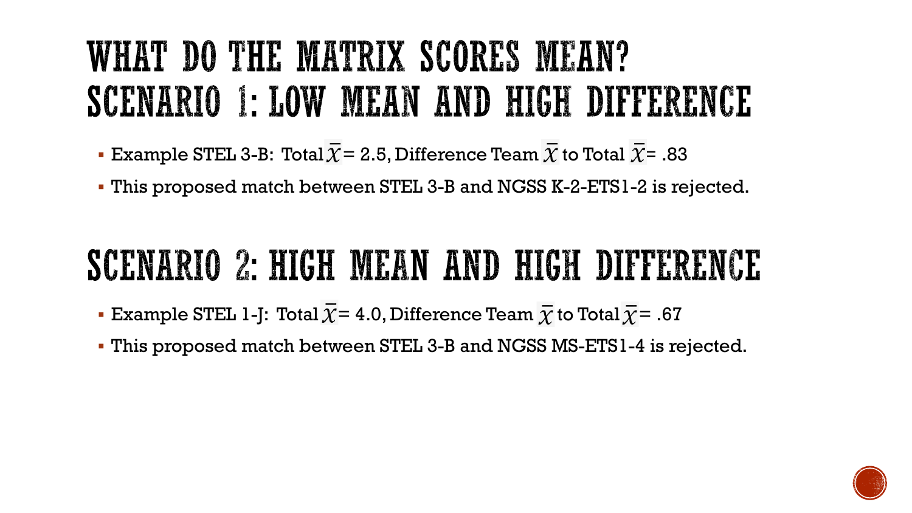# WHAT DO THE MATRIX SCORES MEAN? SCENARIO 1: LOW MEAN AND HIGH DIFFERENCE

- Example STEL 3-B: Total $\bar{X}$= 2.5, Difference Team $\bar{X}$ to Total $\bar{X}$= .83
- This proposed match between STEL 3-B and NGSS K-2-ETS1-2 is rejected.

# SCENARIO 2: HIGH MEAN AND HIGH DIFFERENCE

- Example STEL 1-J: Total $\bar{X}$= 4.0, Difference Team $\bar{X}$ to Total $\bar{X}$= .67
- This proposed match between STEL 3-B and NGSS MS-ETS1-4 is rejected.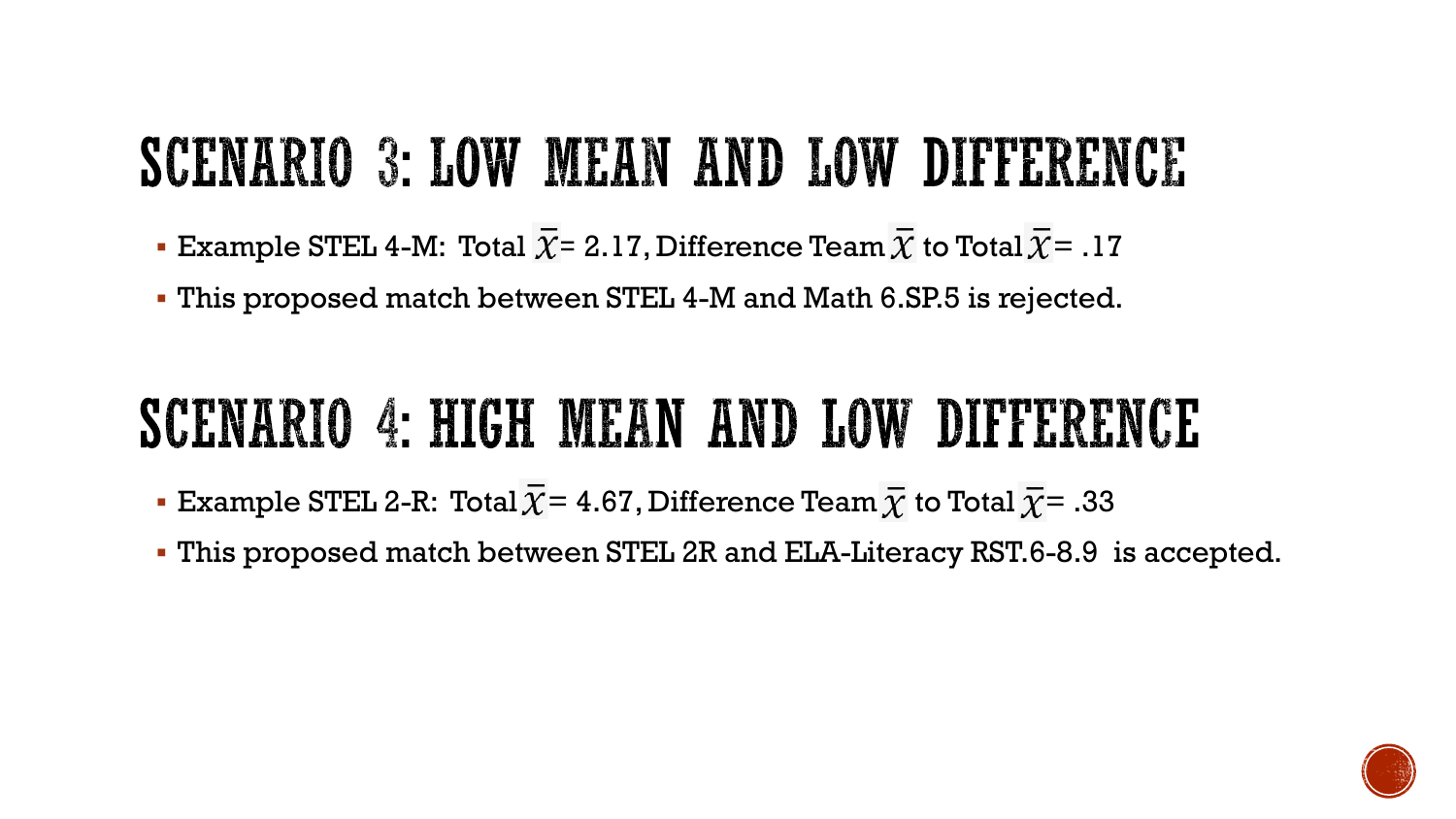# SCENARIO 3: LOW MEAN AND LOW DIFFERENCE

- Example STEL 4-M: Total $\bar{\chi}$= 2.17, Difference Team $\bar{\chi}$ to Total $\bar{\chi}$= .17
- This proposed match between STEL 4-M and Math 6.SP.5 is rejected.

# SCENARIO 4: HIGH MEAN AND LOW DIFFERENCE

- Example STEL 2-R: Total $\bar{\chi}$= 4.67, Difference Team $\bar{\chi}$ to Total $\bar{\chi}$= .33
- This proposed match between STEL 2R and ELA-Literacy RST.6-8.9 is accepted.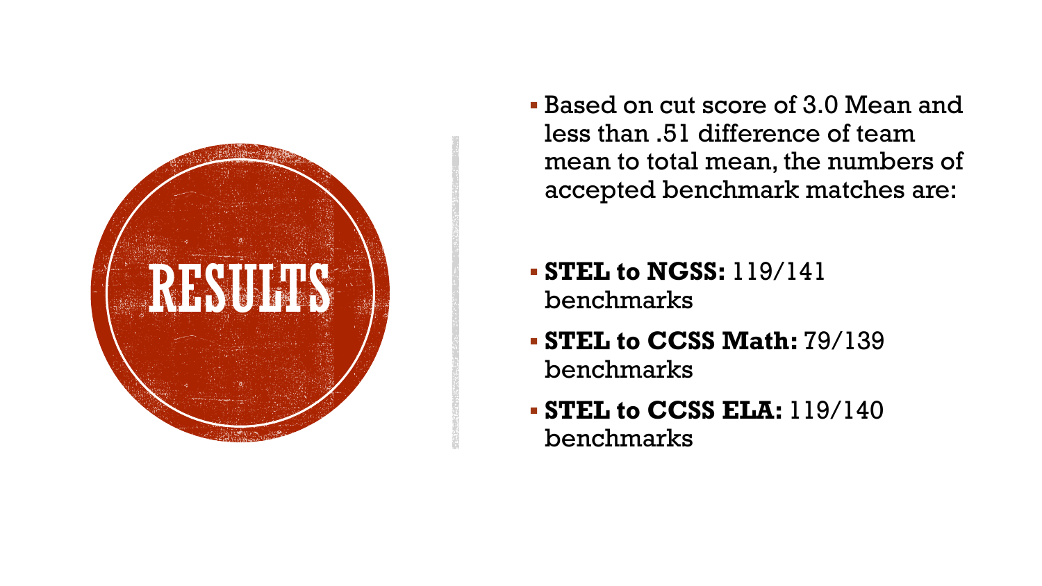# RESULTS

- Based on cut score of 3.0 Mean and less than .51 difference of team mean to total mean, the numbers of accepted benchmark matches are:

- **STEL to NGSS:** 119/141 benchmarks
- **STEL to CCSS Math:** 79/139 benchmarks
- **STEL to CCSS ELA:** 119/140 benchmarks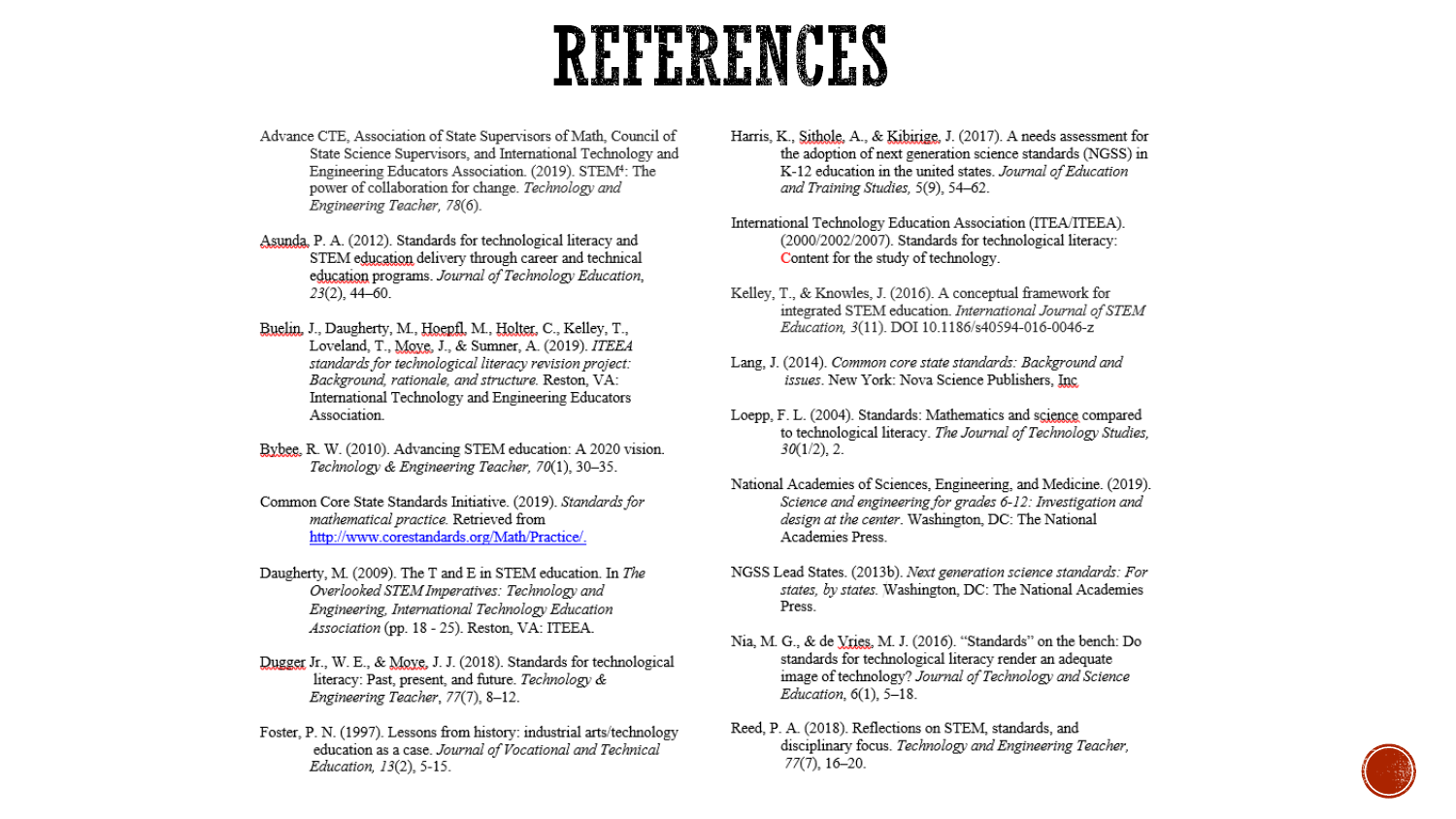# REFERENCES

Advance CTE, Association of State Supervisors of Math, Council of State Science Supervisors, and International Technology and Engineering Educators Association. (2019). STEM[4]: The power of collaboration for change. *Technology and Engineering Teacher, 78*(6).

Asunda, P. A. (2012). Standards for technological literacy and STEM education delivery through career and technical education programs. *Journal of Technology Education, 23*(2), 44–60.

Buelin, J., Daugherty, M., Hoepfl, M., Holter, C., Kelley, T., Loveland, T., Moye, J., & Sumner, A. (2019). *ITEEA standards for technological literacy revision project: Background, rationale, and structure.* Reston, VA: International Technology and Engineering Educators Association.

Bybee, R. W. (2010). Advancing STEM education: A 2020 vision. *Technology & Engineering Teacher, 70*(1), 30–35.

Common Core State Standards Initiative. (2019). *Standards for mathematical practice.* Retrieved from http://www.corestandards.org/Math/Practice/.

Daugherty, M. (2009). The T and E in STEM education. In *The Overlooked STEM Imperatives: Technology and Engineering, International Technology Education Association* (pp. 18 - 25). Reston, VA: ITEEA.

Dugger Jr., W. E., & Moye, J. J. (2018). Standards for technological literacy: Past, present, and future. *Technology & Engineering Teacher*, *77*(7), 8–12.

Foster, P. N. (1997). Lessons from history: industrial arts/technology education as a case. *Journal of Vocational and Technical Education, 13*(2), 5-15.

Harris, K., Sithole, A., & Kibirige, J. (2017). A needs assessment for the adoption of next generation science standards (NGSS) in K-12 education in the united states. *Journal of Education and Training Studies,* 5(9), 54–62.

International Technology Education Association (ITEA/ITEEA). (2000/2002/2007). Standards for technological literacy: Content for the study of technology.

Kelley, T., & Knowles, J. (2016). A conceptual framework for integrated STEM education. *International Journal of STEM Education, 3*(11). DOI 10.1186/s40594-016-0046-z

Lang, J. (2014). *Common core state standards: Background and issues*. New York: Nova Science Publishers, Inc

Loepp, F. L. (2004). Standards: Mathematics and science compared to technological literacy. *The Journal of Technology Studies, 30*(1/2), 2.

National Academies of Sciences, Engineering, and Medicine. (2019). *Science and engineering for grades 6-12: Investigation and design at the center*. Washington, DC: The National Academies Press.

NGSS Lead States. (2013b). *Next generation science standards: For states, by states.* Washington, DC: The National Academies Press.

Nia, M. G., & de Vries, M. J. (2016). "Standards" on the bench: Do standards for technological literacy render an adequate image of technology? *Journal of Technology and Science Education*, 6(1), 5–18.

Reed, P. A. (2018). Reflections on STEM, standards, and disciplinary focus. *Technology and Engineering Teacher, 77*(7), 16–20.